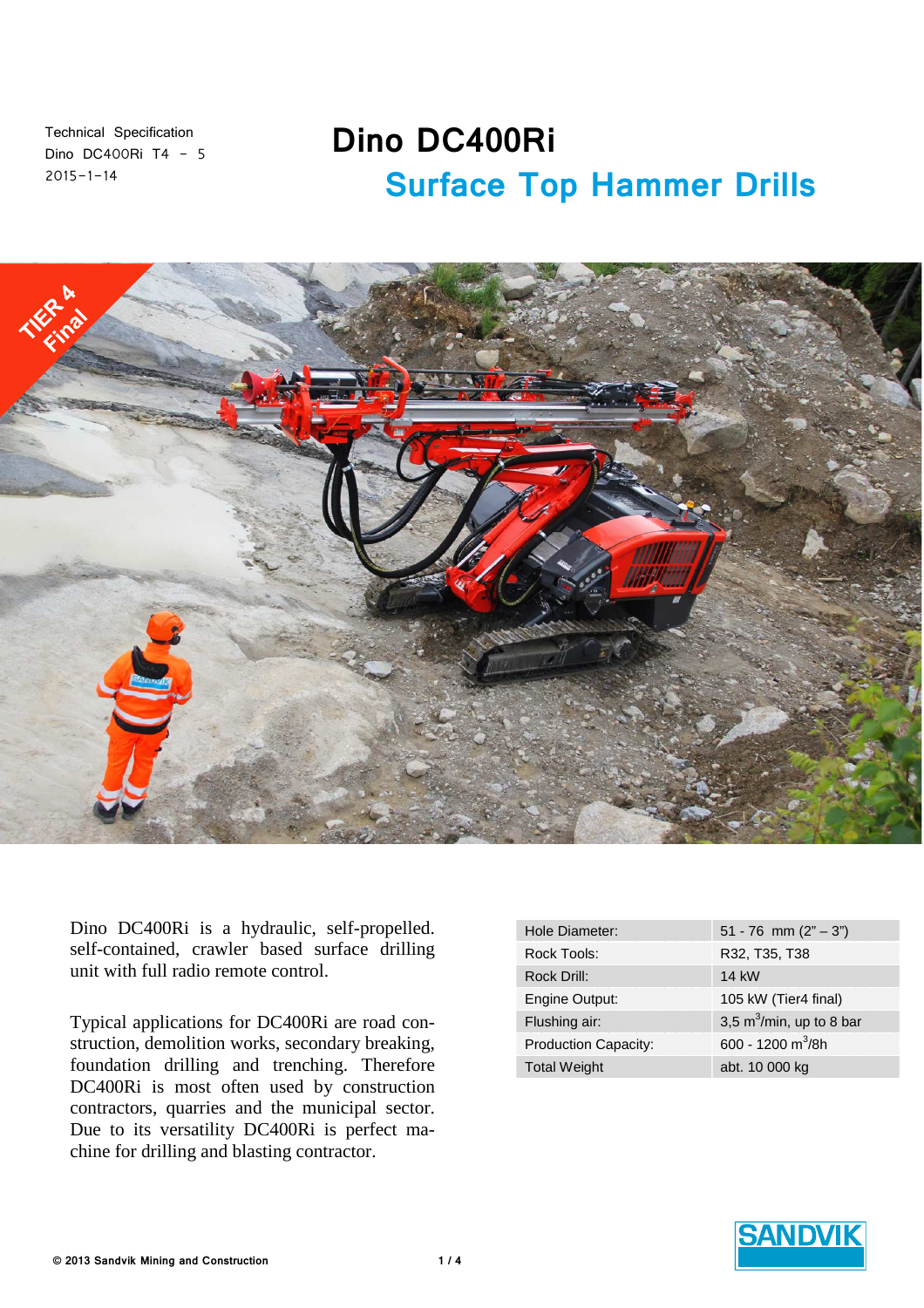Technical Specification
Dino DC400Ri T4 - 5
2015-1-14

# Dino DC400Ri

## Surface Top Hammer Drills

Dino DC400Ri is a hydraulic, self-propelled. self-contained, crawler based surface drilling unit with full radio remote control.

Typical applications for DC400Ri are road construction, demolition works, secondary breaking, foundation drilling and trenching. Therefore DC400Ri is most often used by construction contractors, quarries and the municipal sector. Due to its versatility DC400Ri is perfect machine for drilling and blasting contractor.

| | |
|---|---|
| Hole Diameter: | 51 - 76 mm (2" – 3") |
| Rock Tools: | R32, T35, T38 |
| Rock Drill: | 14 kW |
| Engine Output: | 105 kW (Tier4 final) |
| Flushing air: | 3,5 $m^3$/min, up to 8 bar |
| Production Capacity: | 600 - 1200 $m^3$/8h |
| Total Weight | abt. 10 000 kg |

© 2013 Sandvik Mining and Construction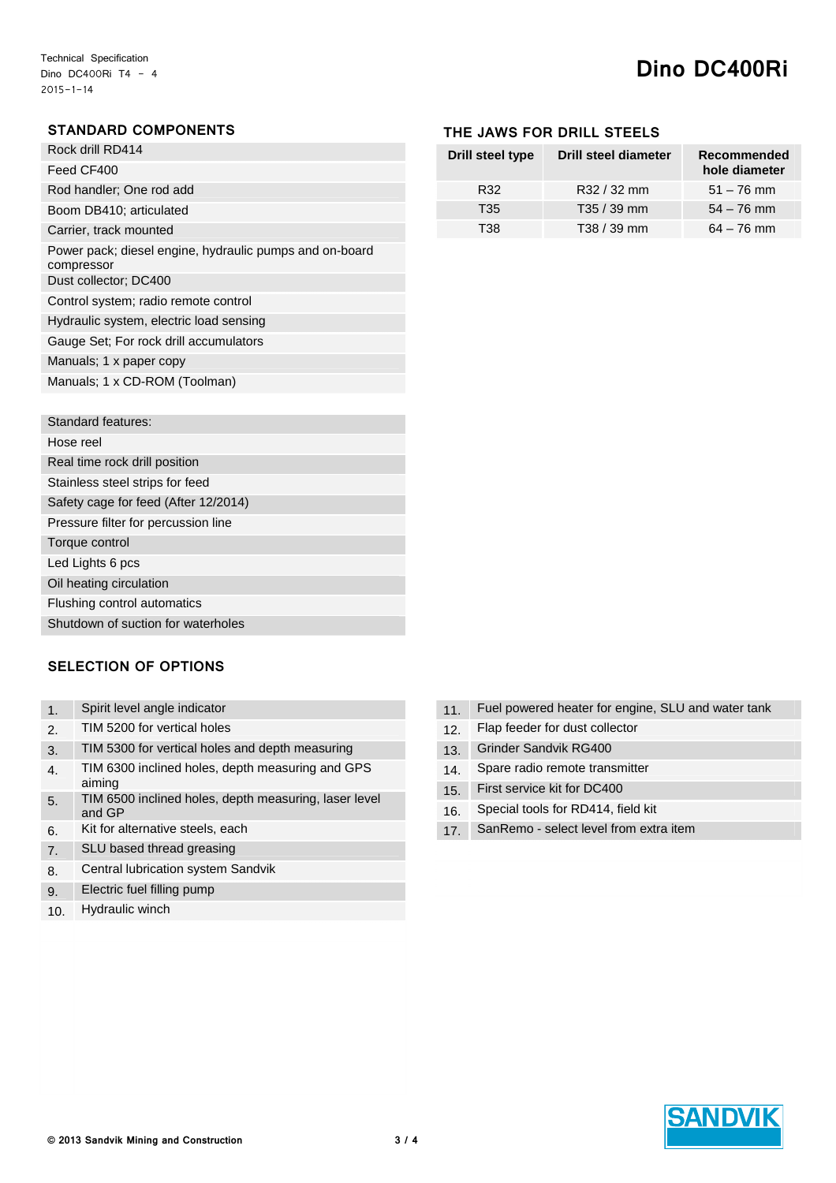# Dino DC400Ri

## STANDARD COMPONENTS

| Rock drill RD414 |
|---|
| Feed CF400 |
| Rod handler; One rod add |
| Boom DB410; articulated |
| Carrier, track mounted |
| Power pack; diesel engine, hydraulic pumps and on-board compressor |
| Dust collector; DC400 |
| Control system; radio remote control |
| Hydraulic system, electric load sensing |
| Gauge Set; For rock drill accumulators |
| Manuals; 1 x paper copy |
| Manuals; 1 x CD-ROM (Toolman) |

| Standard features: |
|---|
| Hose reel |
| Real time rock drill position |
| Stainless steel strips for feed |
| Safety cage for feed (After 12/2014) |
| Pressure filter for percussion line |
| Torque control |
| Led Lights 6 pcs |
| Oil heating circulation |
| Flushing control automatics |
| Shutdown of suction for waterholes |

## THE JAWS FOR DRILL STEELS

| Drill steel type | Drill steel diameter | Recommended hole diameter |
|---|---|---|
| R32 | R32 / 32 mm | 51 – 76 mm |
| T35 | T35 / 39 mm | 54 – 76 mm |
| T38 | T38 / 39 mm | 64 – 76 mm |

## SELECTION OF OPTIONS

| | |
|---|---|
| 1. | Spirit level angle indicator |
| 2. | TIM 5200 for vertical holes |
| 3. | TIM 5300 for vertical holes and depth measuring |
| 4. | TIM 6300 inclined holes, depth measuring and GPS aiming |
| 5. | TIM 6500 inclined holes, depth measuring, laser level and GP |
| 6. | Kit for alternative steels, each |
| 7. | SLU based thread greasing |
| 8. | Central lubrication system Sandvik |
| 9. | Electric fuel filling pump |
| 10. | Hydraulic winch |
| 11. | Fuel powered heater for engine, SLU and water tank |
| 12. | Flap feeder for dust collector |
| 13. | Grinder Sandvik RG400 |
| 14. | Spare radio remote transmitter |
| 15. | First service kit for DC400 |
| 16. | Special tools for RD414, field kit |
| 17. | SanRemo - select level from extra item |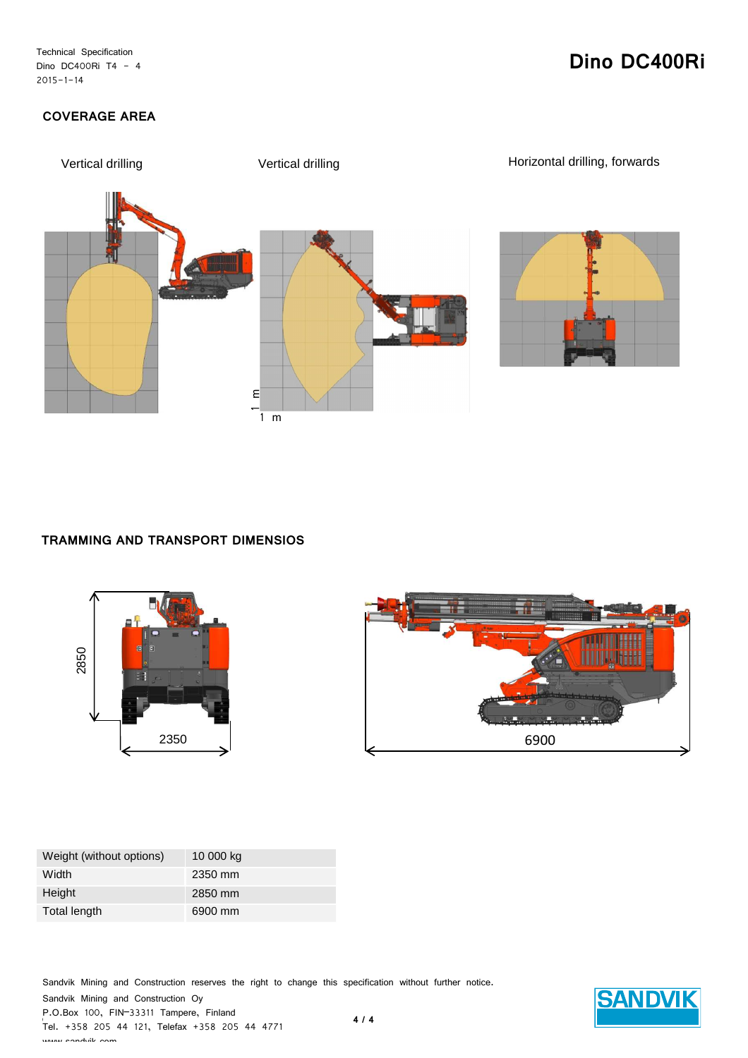Dino DC400Ri

## COVERAGE AREA

Vertical drilling

Vertical drilling

Horizontal drilling, forwards

1 m

1 m

## TRAMMING AND TRANSPORT DIMENSIOS

2850

2350

6900

| | |
|---|---|
| Weight (without options) | 10 000 kg |
| Width | 2350 mm |
| Height | 2850 mm |
| Total length | 6900 mm |

Sandvik Mining and Construction reserves the right to change this specification without further notice.

Sandvik Mining and Construction Oy
P.O.Box 100, FIN-33311 Tampere, Finland
Tel. +358 205 44 121, Telefax +358 205 44 4771
www.sandvik.com

SANDVIK